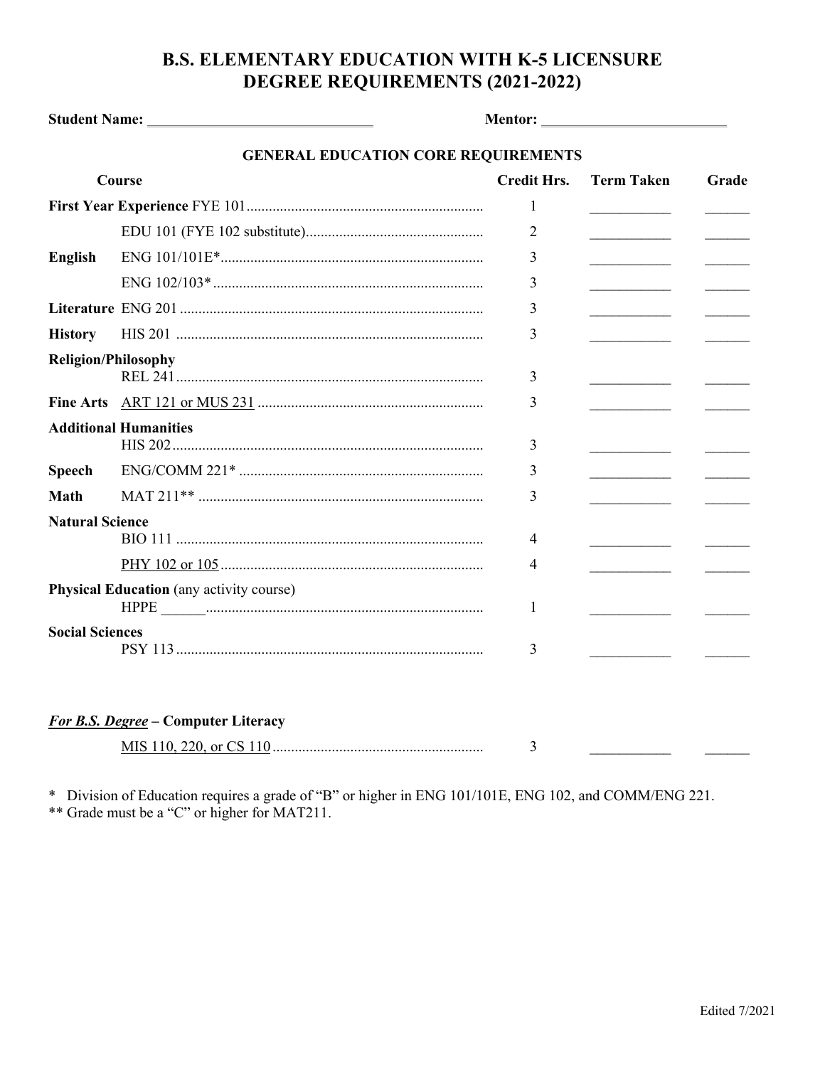# B.S. ELEMENTARY EDUCATION WITH K-5 LICENSURE
# DEGREE REQUIREMENTS (2021-2022)

**Student Name:** ______________________________ **Mentor:** ________________________

## GENERAL EDUCATION CORE REQUIREMENTS

| Course | | Credit Hrs. | Term Taken | Grade |
|---|---|---|---|---|
| **First Year Experience** | FYE 101 | 1 | ___________ | ______ |
| | EDU 101 (FYE 102 substitute) | 2 | ___________ | ______ |
| **English** | ENG 101/101E* | 3 | ___________ | ______ |
| | ENG 102/103* | 3 | ___________ | ______ |
| **Literature** | ENG 201 | 3 | ___________ | ______ |
| **History** | HIS 201 | 3 | ___________ | ______ |
| **Religion/Philosophy** | REL 241 | 3 | ___________ | ______ |
| **Fine Arts** | <u>ART 121 or MUS 231</u> | 3 | ___________ | ______ |
| **Additional Humanities** | HIS 202 | 3 | ___________ | ______ |
| **Speech** | ENG/COMM 221* | 3 | ___________ | ______ |
| **Math** | MAT 211** | 3 | ___________ | ______ |
| **Natural Science** | BIO 111 | 4 | ___________ | ______ |
| | <u>PHY 102 or 105</u> | 4 | ___________ | ______ |
| **Physical Education** (any activity course) | HPPE ______ | 1 | ___________ | ______ |
| **Social Sciences** | PSY 113 | 3 | ___________ | ______ |

***<u>For B.S. Degree</u>*** **– Computer Literacy**

| Course | Credit Hrs. | Term Taken | Grade |
|---|---|---|---|
| <u>MIS 110, 220, or CS 110</u> | 3 | ___________ | ______ |

\* Division of Education requires a grade of "B" or higher in ENG 101/101E, ENG 102, and COMM/ENG 221.

** Grade must be a "C" or higher for MAT211.

Edited 7/2021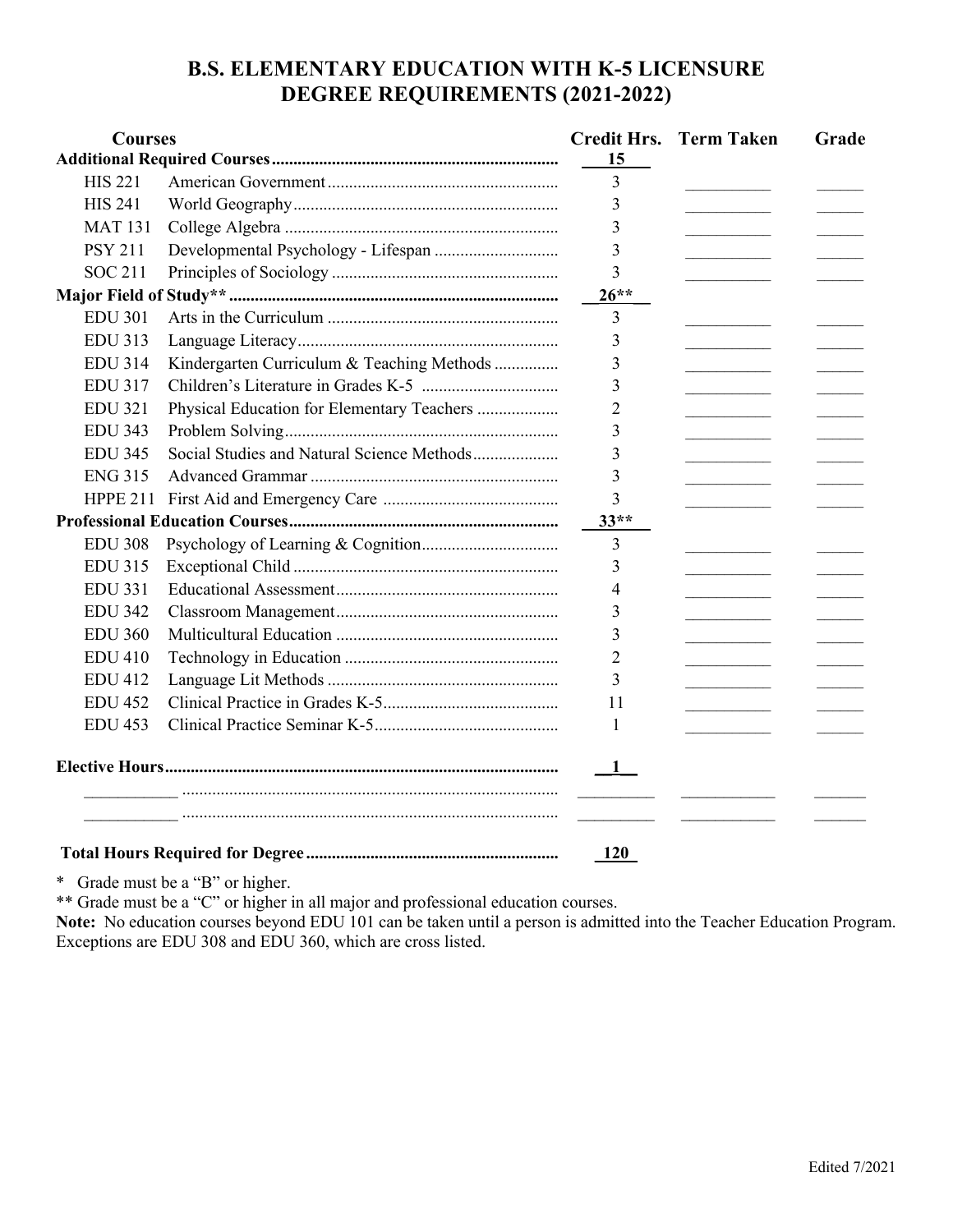# B.S. ELEMENTARY EDUCATION WITH K-5 LICENSURE
# DEGREE REQUIREMENTS (2021-2022)

| Courses | | Credit Hrs. | Term Taken | Grade |
|---|---|---|---|---|
| **Additional Required Courses** | | **15** | | |
| HIS 221 | American Government | 3 | | |
| HIS 241 | World Geography | 3 | | |
| MAT 131 | College Algebra | 3 | | |
| PSY 211 | Developmental Psychology - Lifespan | 3 | | |
| SOC 211 | Principles of Sociology | 3 | | |
| **Major Field of Study\*\*** | | **26\*\*** | | |
| EDU 301 | Arts in the Curriculum | 3 | | |
| EDU 313 | Language Literacy | 3 | | |
| EDU 314 | Kindergarten Curriculum & Teaching Methods | 3 | | |
| EDU 317 | Children's Literature in Grades K-5 | 3 | | |
| EDU 321 | Physical Education for Elementary Teachers | 2 | | |
| EDU 343 | Problem Solving | 3 | | |
| EDU 345 | Social Studies and Natural Science Methods | 3 | | |
| ENG 315 | Advanced Grammar | 3 | | |
| HPPE 211 | First Aid and Emergency Care | 3 | | |
| **Professional Education Courses** | | **33\*\*** | | |
| EDU 308 | Psychology of Learning & Cognition | 3 | | |
| EDU 315 | Exceptional Child | 3 | | |
| EDU 331 | Educational Assessment | 4 | | |
| EDU 342 | Classroom Management | 3 | | |
| EDU 360 | Multicultural Education | 3 | | |
| EDU 410 | Technology in Education | 2 | | |
| EDU 412 | Language Lit Methods | 3 | | |
| EDU 452 | Clinical Practice in Grades K-5 | 11 | | |
| EDU 453 | Clinical Practice Seminar K-5 | 1 | | |
| **Elective Hours** | | **1** | | |
| | | | | |
| | | | | |
| **Total Hours Required for Degree** | | **120** | | |

\* Grade must be a "B" or higher.

\*\* Grade must be a "C" or higher in all major and professional education courses.

**Note:** No education courses beyond EDU 101 can be taken until a person is admitted into the Teacher Education Program. Exceptions are EDU 308 and EDU 360, which are cross listed.

Edited 7/2021